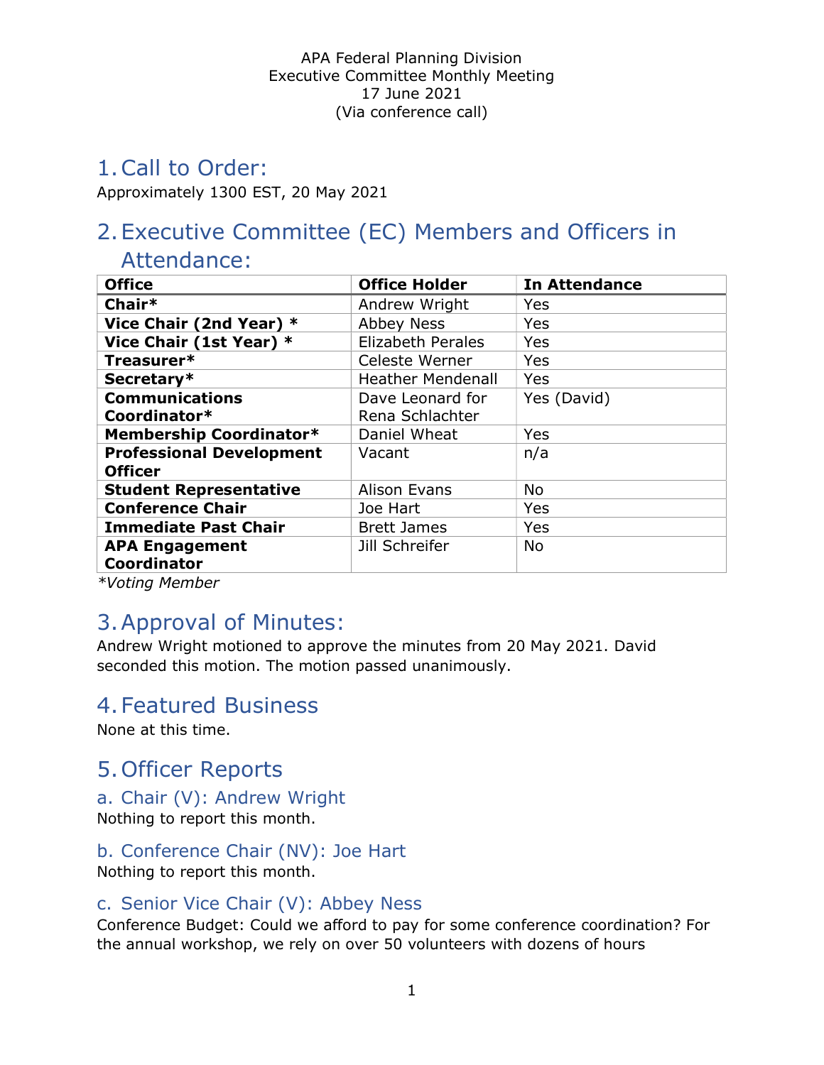APA Federal Planning Division
Executive Committee Monthly Meeting
17 June 2021
(Via conference call)

# 1. Call to Order:

Approximately 1300 EST, 20 May 2021

# 2. Executive Committee (EC) Members and Officers in Attendance:

| Office | Office Holder | In Attendance |
|---|---|---|
| **Chair*** | Andrew Wright | Yes |
| **Vice Chair (2nd Year) *** | Abbey Ness | Yes |
| **Vice Chair (1st Year) *** | Elizabeth Perales | Yes |
| **Treasurer*** | Celeste Werner | Yes |
| **Secretary*** | Heather Mendenall | Yes |
| **Communications Coordinator*** | Dave Leonard for Rena Schlachter | Yes (David) |
| **Membership Coordinator*** | Daniel Wheat | Yes |
| **Professional Development Officer** | Vacant | n/a |
| **Student Representative** | Alison Evans | No |
| **Conference Chair** | Joe Hart | Yes |
| **Immediate Past Chair** | Brett James | Yes |
| **APA Engagement Coordinator** | Jill Schreifer | No |

*\*Voting Member*

# 3. Approval of Minutes:

Andrew Wright motioned to approve the minutes from 20 May 2021. David seconded this motion. The motion passed unanimously.

# 4. Featured Business

None at this time.

# 5. Officer Reports

## a. Chair (V): Andrew Wright

Nothing to report this month.

## b. Conference Chair (NV): Joe Hart

Nothing to report this month.

## c. Senior Vice Chair (V): Abbey Ness

Conference Budget: Could we afford to pay for some conference coordination? For the annual workshop, we rely on over 50 volunteers with dozens of hours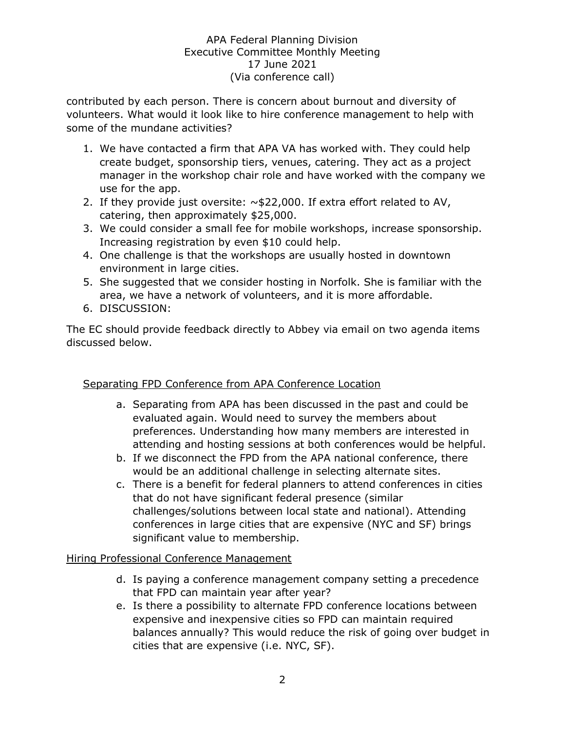contributed by each person. There is concern about burnout and diversity of volunteers. What would it look like to hire conference management to help with some of the mundane activities?

1. We have contacted a firm that APA VA has worked with. They could help create budget, sponsorship tiers, venues, catering. They act as a project manager in the workshop chair role and have worked with the company we use for the app.
2. If they provide just oversite: ~$22,000. If extra effort related to AV, catering, then approximately $25,000.
3. We could consider a small fee for mobile workshops, increase sponsorship. Increasing registration by even $10 could help.
4. One challenge is that the workshops are usually hosted in downtown environment in large cities.
5. She suggested that we consider hosting in Norfolk. She is familiar with the area, we have a network of volunteers, and it is more affordable.
6. DISCUSSION:

The EC should provide feedback directly to Abbey via email on two agenda items discussed below.

<u>Separating FPD Conference from APA Conference Location</u>

a. Separating from APA has been discussed in the past and could be evaluated again. Would need to survey the members about preferences. Understanding how many members are interested in attending and hosting sessions at both conferences would be helpful.
b. If we disconnect the FPD from the APA national conference, there would be an additional challenge in selecting alternate sites.
c. There is a benefit for federal planners to attend conferences in cities that do not have significant federal presence (similar challenges/solutions between local state and national). Attending conferences in large cities that are expensive (NYC and SF) brings significant value to membership.

<u>Hiring Professional Conference Management</u>

d. Is paying a conference management company setting a precedence that FPD can maintain year after year?
e. Is there a possibility to alternate FPD conference locations between expensive and inexpensive cities so FPD can maintain required balances annually? This would reduce the risk of going over budget in cities that are expensive (i.e. NYC, SF).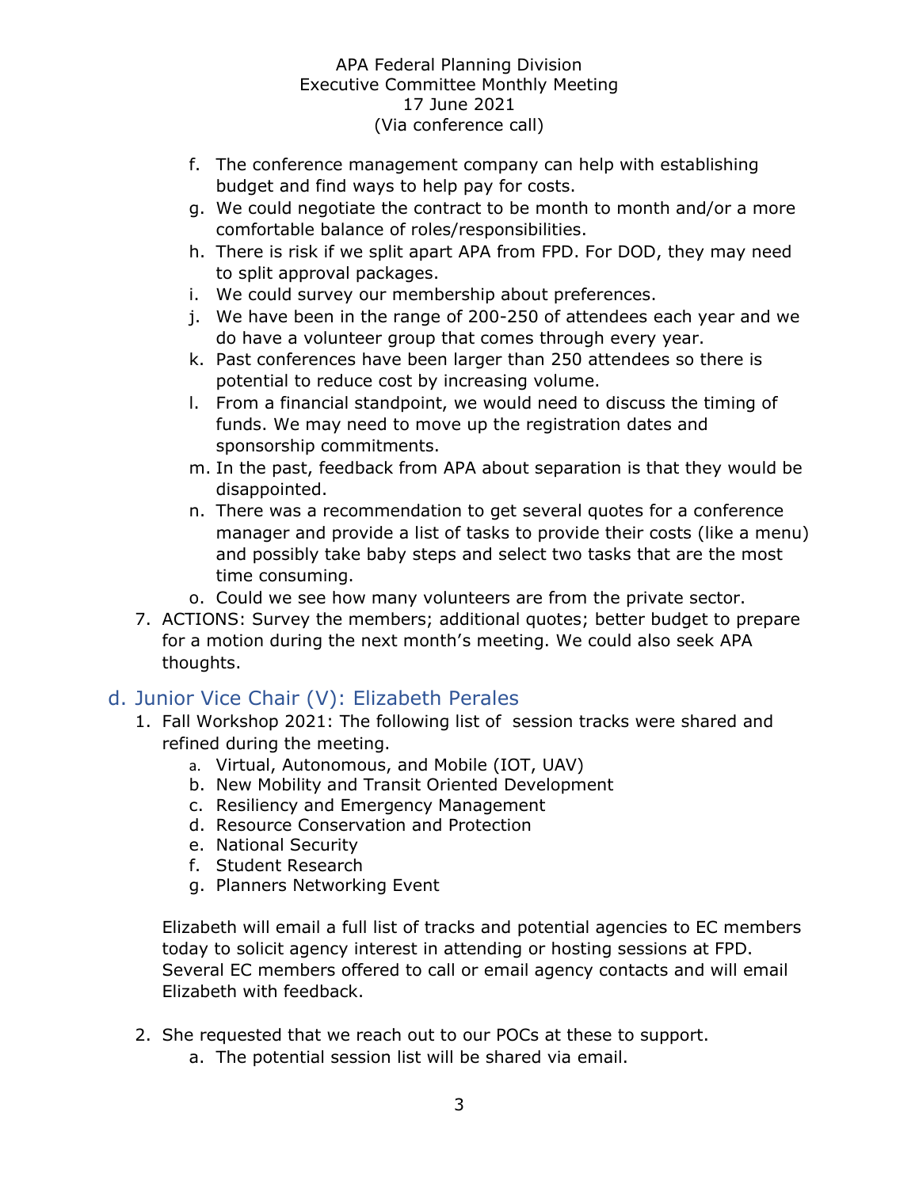f. The conference management company can help with establishing budget and find ways to help pay for costs.
g. We could negotiate the contract to be month to month and/or a more comfortable balance of roles/responsibilities.
h. There is risk if we split apart APA from FPD. For DOD, they may need to split approval packages.
i. We could survey our membership about preferences.
j. We have been in the range of 200-250 of attendees each year and we do have a volunteer group that comes through every year.
k. Past conferences have been larger than 250 attendees so there is potential to reduce cost by increasing volume.
l. From a financial standpoint, we would need to discuss the timing of funds. We may need to move up the registration dates and sponsorship commitments.
m. In the past, feedback from APA about separation is that they would be disappointed.
n. There was a recommendation to get several quotes for a conference manager and provide a list of tasks to provide their costs (like a menu) and possibly take baby steps and select two tasks that are the most time consuming.
o. Could we see how many volunteers are from the private sector.

7. ACTIONS: Survey the members; additional quotes; better budget to prepare for a motion during the next month's meeting. We could also seek APA thoughts.

## d. Junior Vice Chair (V): Elizabeth Perales

1. Fall Workshop 2021: The following list of session tracks were shared and refined during the meeting.
   a. Virtual, Autonomous, and Mobile (IOT, UAV)
   b. New Mobility and Transit Oriented Development
   c. Resiliency and Emergency Management
   d. Resource Conservation and Protection
   e. National Security
   f. Student Research
   g. Planners Networking Event

   Elizabeth will email a full list of tracks and potential agencies to EC members today to solicit agency interest in attending or hosting sessions at FPD. Several EC members offered to call or email agency contacts and will email Elizabeth with feedback.

2. She requested that we reach out to our POCs at these to support.
   a. The potential session list will be shared via email.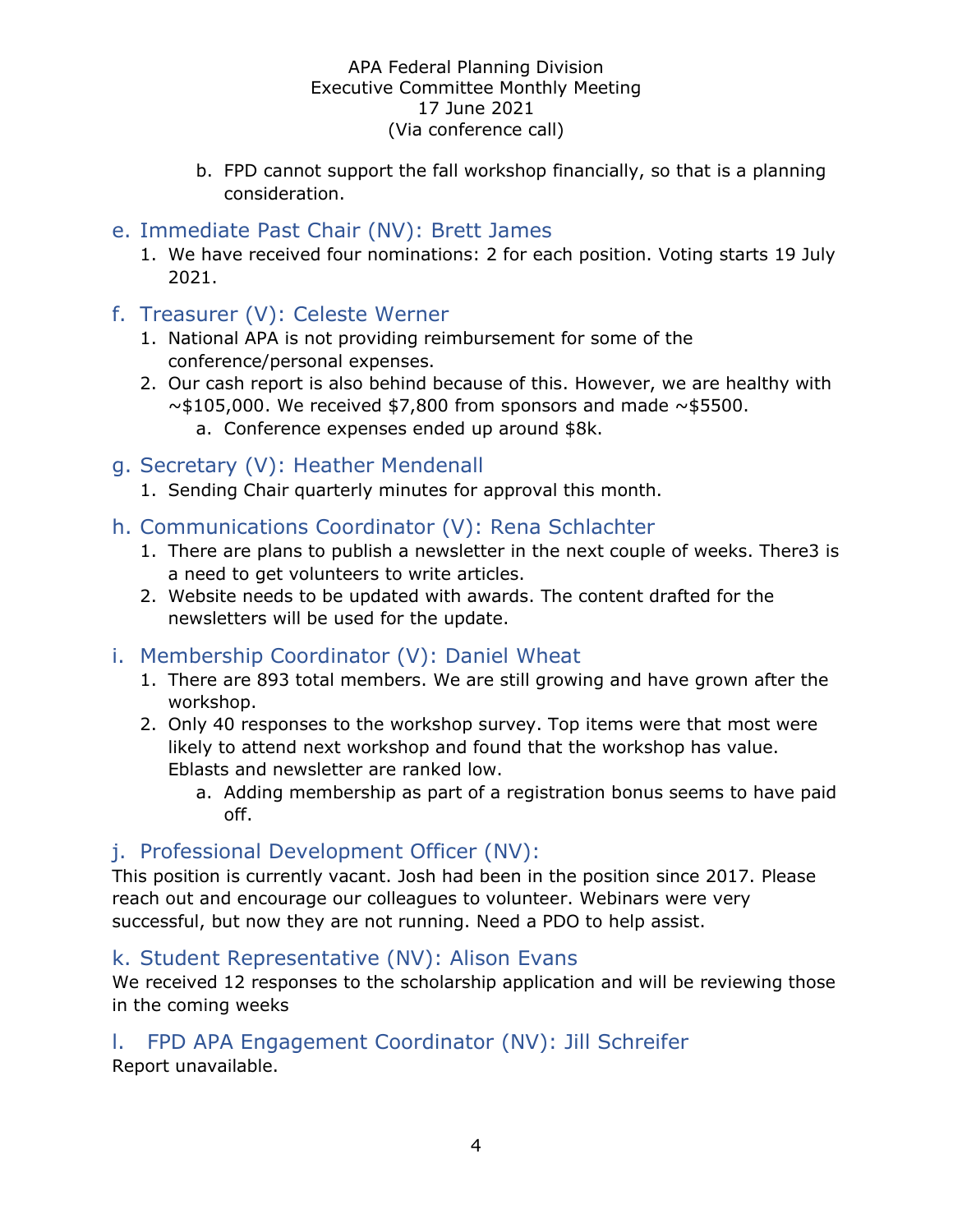b. FPD cannot support the fall workshop financially, so that is a planning consideration.

## e. Immediate Past Chair (NV): Brett James

1. We have received four nominations: 2 for each position. Voting starts 19 July 2021.

## f. Treasurer (V): Celeste Werner

1. National APA is not providing reimbursement for some of the conference/personal expenses.
2. Our cash report is also behind because of this. However, we are healthy with ~$105,000. We received $7,800 from sponsors and made ~$5500.
   a. Conference expenses ended up around $8k.

## g. Secretary (V): Heather Mendenall

1. Sending Chair quarterly minutes for approval this month.

## h. Communications Coordinator (V): Rena Schlachter

1. There are plans to publish a newsletter in the next couple of weeks. There3 is a need to get volunteers to write articles.
2. Website needs to be updated with awards. The content drafted for the newsletters will be used for the update.

## i. Membership Coordinator (V): Daniel Wheat

1. There are 893 total members. We are still growing and have grown after the workshop.
2. Only 40 responses to the workshop survey. Top items were that most were likely to attend next workshop and found that the workshop has value. Eblasts and newsletter are ranked low.
   a. Adding membership as part of a registration bonus seems to have paid off.

## j. Professional Development Officer (NV):

This position is currently vacant. Josh had been in the position since 2017. Please reach out and encourage our colleagues to volunteer. Webinars were very successful, but now they are not running. Need a PDO to help assist.

## k. Student Representative (NV): Alison Evans

We received 12 responses to the scholarship application and will be reviewing those in the coming weeks

## l. FPD APA Engagement Coordinator (NV): Jill Schreifer

Report unavailable.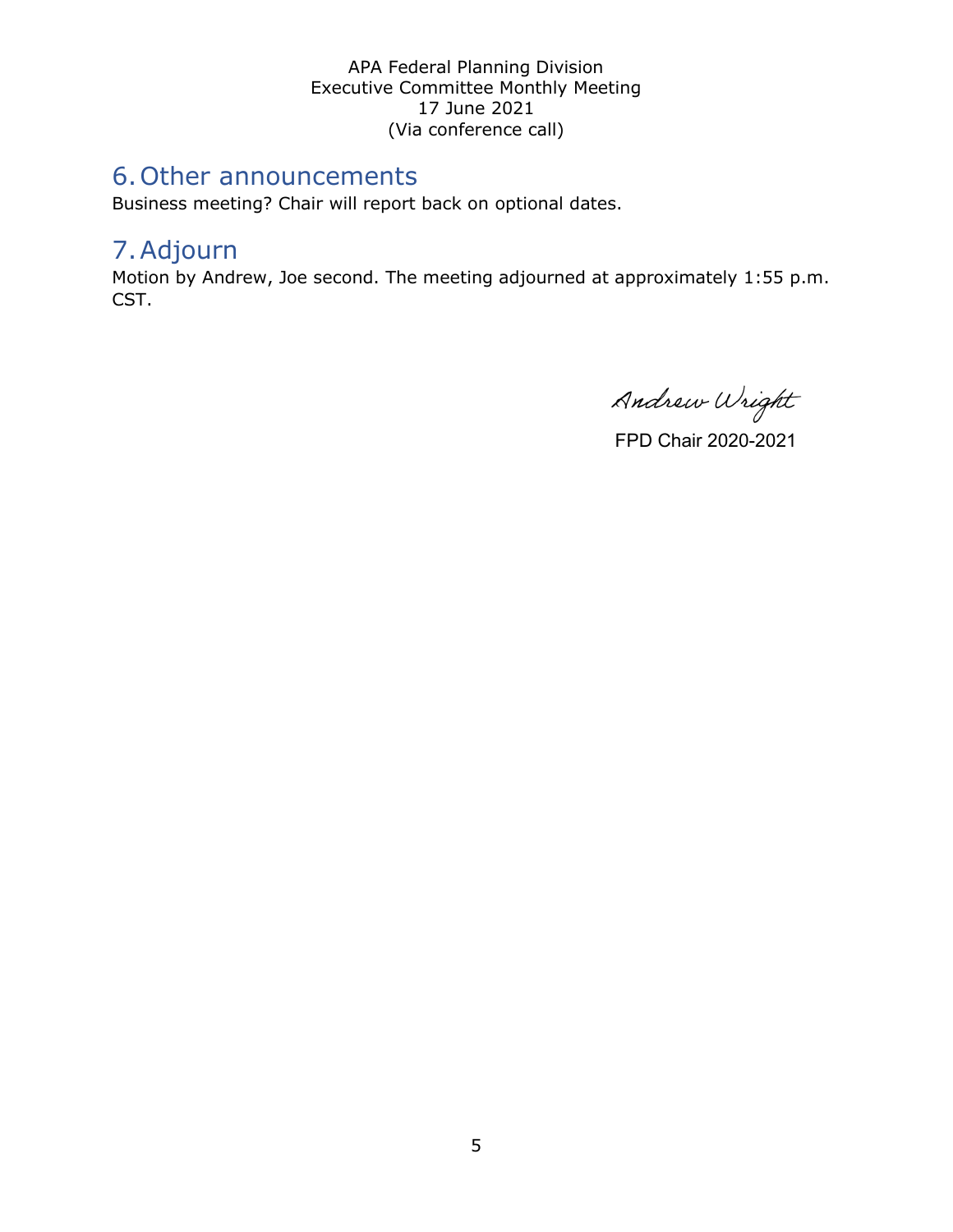APA Federal Planning Division
Executive Committee Monthly Meeting
17 June 2021
(Via conference call)

## 6. Other announcements

Business meeting? Chair will report back on optional dates.

## 7. Adjourn

Motion by Andrew, Joe second. The meeting adjourned at approximately 1:55 p.m. CST.

Andrew Wright

FPD Chair 2020-2021